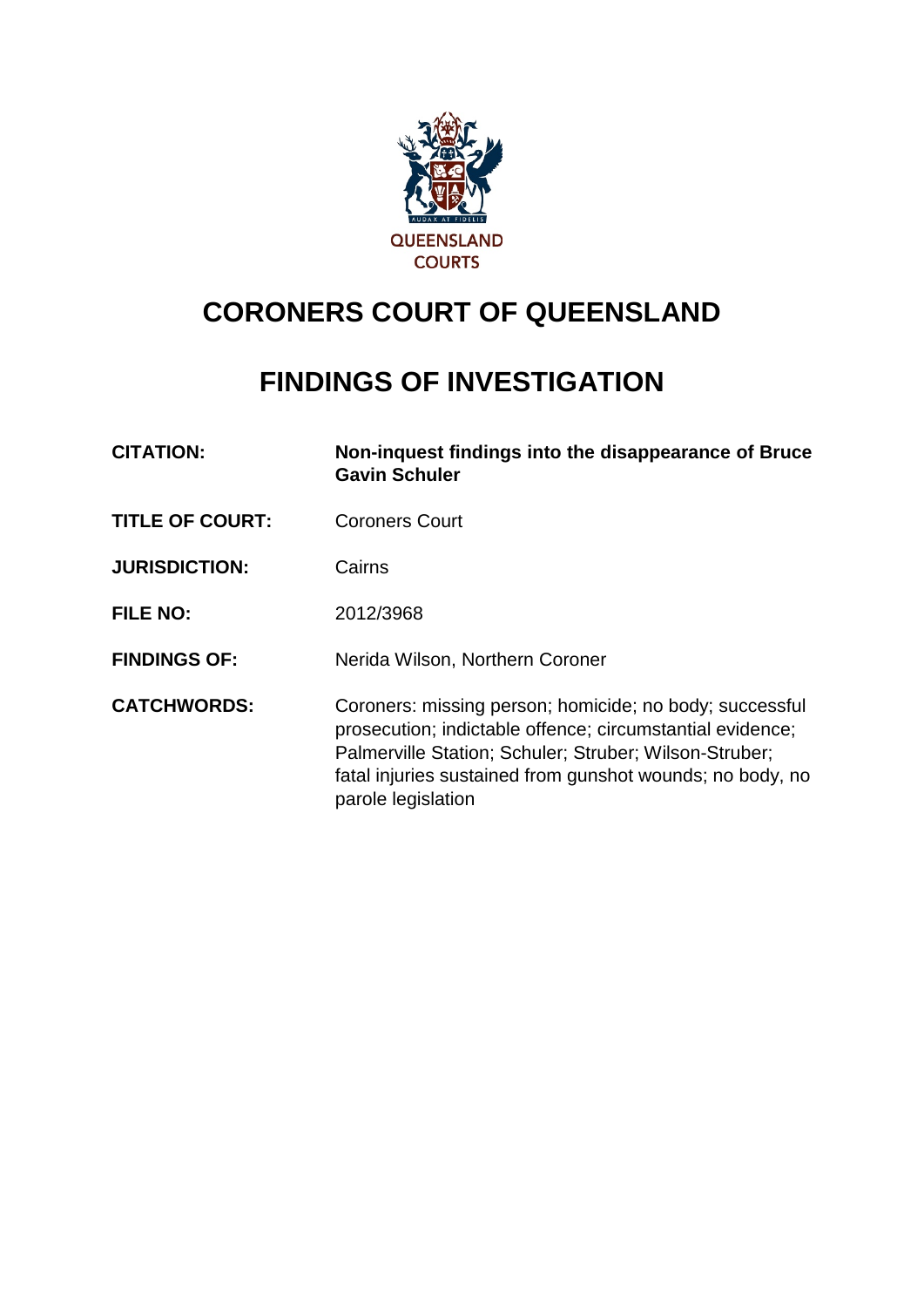QUEENSLAND COURTS

# CORONERS COURT OF QUEENSLAND

# FINDINGS OF INVESTIGATION

| | |
|---|---|
| **CITATION:** | **Non-inquest findings into the disappearance of Bruce Gavin Schuler** |
| **TITLE OF COURT:** | Coroners Court |
| **JURISDICTION:** | Cairns |
| **FILE NO:** | 2012/3968 |
| **FINDINGS OF:** | Nerida Wilson, Northern Coroner |
| **CATCHWORDS:** | Coroners: missing person; homicide; no body; successful prosecution; indictable offence; circumstantial evidence; Palmerville Station; Schuler; Struber; Wilson-Struber; fatal injuries sustained from gunshot wounds; no body, no parole legislation |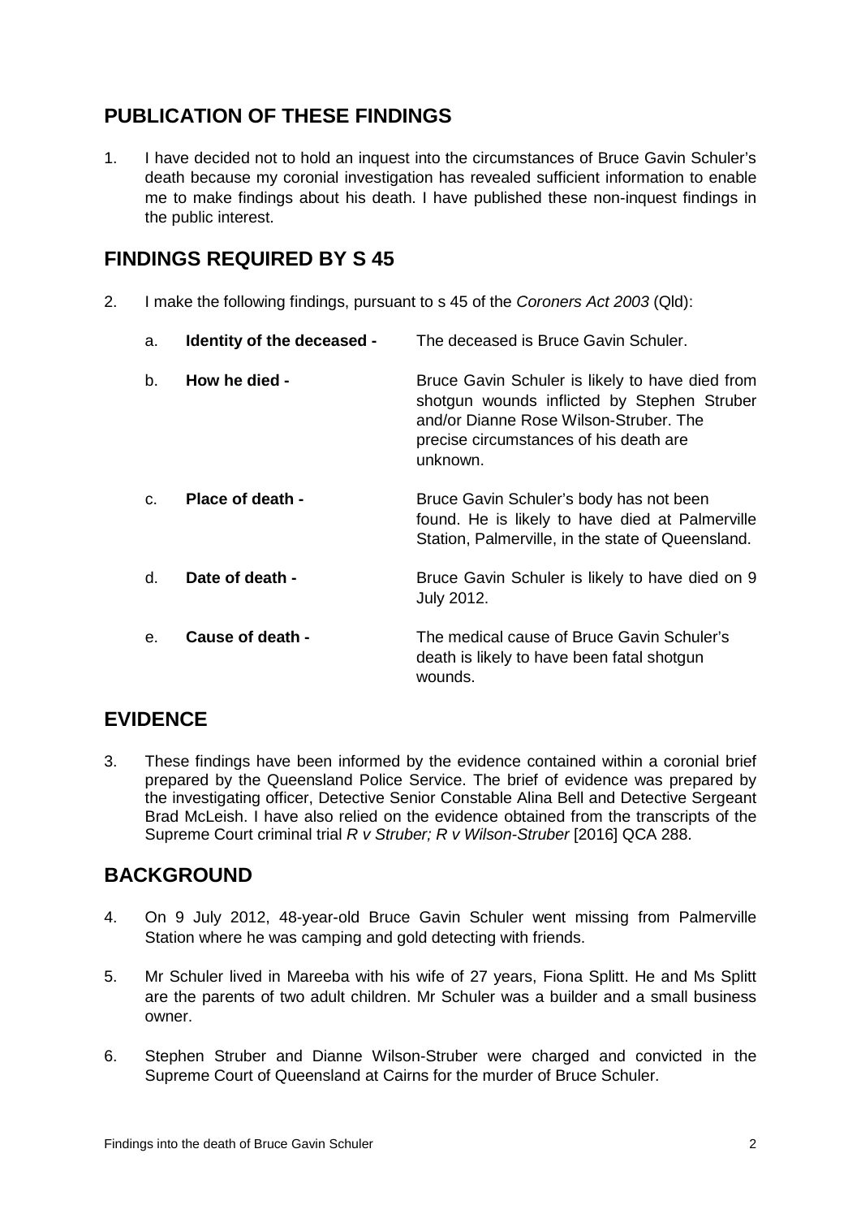## PUBLICATION OF THESE FINDINGS

1. I have decided not to hold an inquest into the circumstances of Bruce Gavin Schuler's death because my coronial investigation has revealed sufficient information to enable me to make findings about his death. I have published these non-inquest findings in the public interest.

## FINDINGS REQUIRED BY S 45

2. I make the following findings, pursuant to s 45 of the *Coroners Act 2003* (Qld):

   a. **Identity of the deceased -** The deceased is Bruce Gavin Schuler.

   b. **How he died -** Bruce Gavin Schuler is likely to have died from shotgun wounds inflicted by Stephen Struber and/or Dianne Rose Wilson-Struber. The precise circumstances of his death are unknown.

   c. **Place of death -** Bruce Gavin Schuler's body has not been found. He is likely to have died at Palmerville Station, Palmerville, in the state of Queensland.

   d. **Date of death -** Bruce Gavin Schuler is likely to have died on 9 July 2012.

   e. **Cause of death -** The medical cause of Bruce Gavin Schuler's death is likely to have been fatal shotgun wounds.

## EVIDENCE

3. These findings have been informed by the evidence contained within a coronial brief prepared by the Queensland Police Service. The brief of evidence was prepared by the investigating officer, Detective Senior Constable Alina Bell and Detective Sergeant Brad McLeish. I have also relied on the evidence obtained from the transcripts of the Supreme Court criminal trial *R v Struber; R v Wilson-Struber* [2016] QCA 288.

## BACKGROUND

4. On 9 July 2012, 48-year-old Bruce Gavin Schuler went missing from Palmerville Station where he was camping and gold detecting with friends.

5. Mr Schuler lived in Mareeba with his wife of 27 years, Fiona Splitt. He and Ms Splitt are the parents of two adult children. Mr Schuler was a builder and a small business owner.

6. Stephen Struber and Dianne Wilson-Struber were charged and convicted in the Supreme Court of Queensland at Cairns for the murder of Bruce Schuler.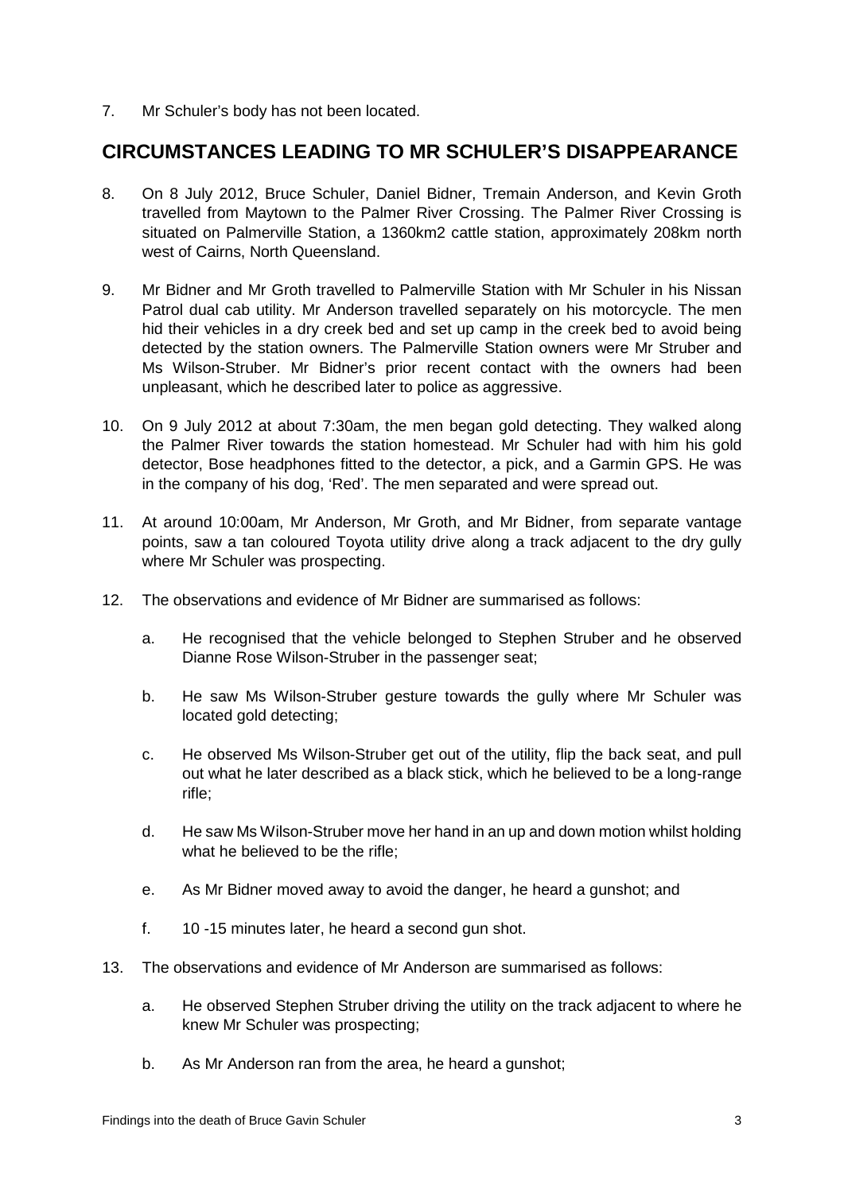7. Mr Schuler's body has not been located.

## CIRCUMSTANCES LEADING TO MR SCHULER'S DISAPPEARANCE

8. On 8 July 2012, Bruce Schuler, Daniel Bidner, Tremain Anderson, and Kevin Groth travelled from Maytown to the Palmer River Crossing. The Palmer River Crossing is situated on Palmerville Station, a 1360km2 cattle station, approximately 208km north west of Cairns, North Queensland.

9. Mr Bidner and Mr Groth travelled to Palmerville Station with Mr Schuler in his Nissan Patrol dual cab utility. Mr Anderson travelled separately on his motorcycle. The men hid their vehicles in a dry creek bed and set up camp in the creek bed to avoid being detected by the station owners. The Palmerville Station owners were Mr Struber and Ms Wilson-Struber. Mr Bidner's prior recent contact with the owners had been unpleasant, which he described later to police as aggressive.

10. On 9 July 2012 at about 7:30am, the men began gold detecting. They walked along the Palmer River towards the station homestead. Mr Schuler had with him his gold detector, Bose headphones fitted to the detector, a pick, and a Garmin GPS. He was in the company of his dog, 'Red'. The men separated and were spread out.

11. At around 10:00am, Mr Anderson, Mr Groth, and Mr Bidner, from separate vantage points, saw a tan coloured Toyota utility drive along a track adjacent to the dry gully where Mr Schuler was prospecting.

12. The observations and evidence of Mr Bidner are summarised as follows:

    a. He recognised that the vehicle belonged to Stephen Struber and he observed Dianne Rose Wilson-Struber in the passenger seat;

    b. He saw Ms Wilson-Struber gesture towards the gully where Mr Schuler was located gold detecting;

    c. He observed Ms Wilson-Struber get out of the utility, flip the back seat, and pull out what he later described as a black stick, which he believed to be a long-range rifle;

    d. He saw Ms Wilson-Struber move her hand in an up and down motion whilst holding what he believed to be the rifle;

    e. As Mr Bidner moved away to avoid the danger, he heard a gunshot; and

    f. 10 -15 minutes later, he heard a second gun shot.

13. The observations and evidence of Mr Anderson are summarised as follows:

    a. He observed Stephen Struber driving the utility on the track adjacent to where he knew Mr Schuler was prospecting;

    b. As Mr Anderson ran from the area, he heard a gunshot;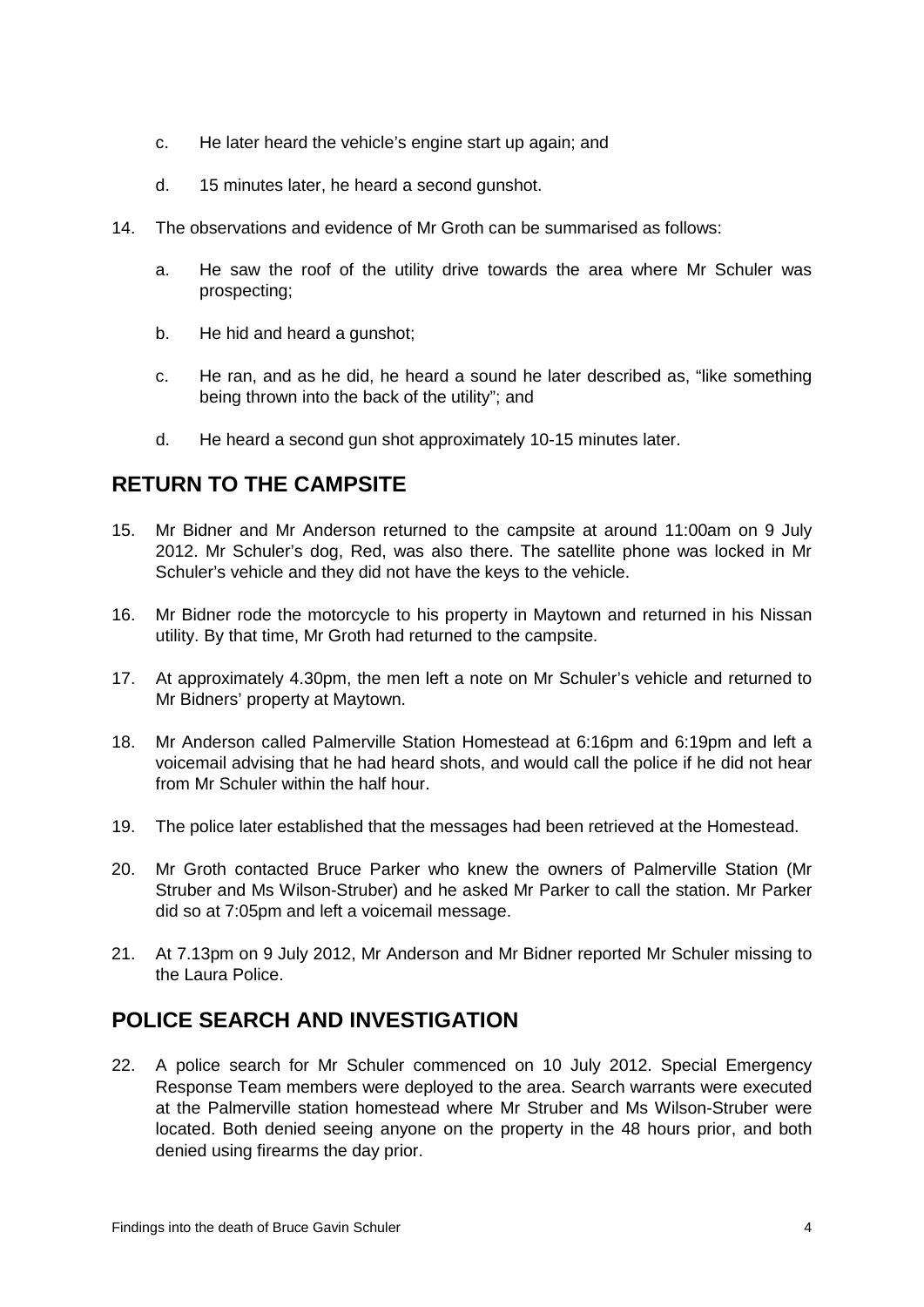c. He later heard the vehicle's engine start up again; and

d. 15 minutes later, he heard a second gunshot.

14. The observations and evidence of Mr Groth can be summarised as follows:

   a. He saw the roof of the utility drive towards the area where Mr Schuler was prospecting;

   b. He hid and heard a gunshot;

   c. He ran, and as he did, he heard a sound he later described as, "like something being thrown into the back of the utility"; and

   d. He heard a second gun shot approximately 10-15 minutes later.

## RETURN TO THE CAMPSITE

15. Mr Bidner and Mr Anderson returned to the campsite at around 11:00am on 9 July 2012. Mr Schuler's dog, Red, was also there. The satellite phone was locked in Mr Schuler's vehicle and they did not have the keys to the vehicle.

16. Mr Bidner rode the motorcycle to his property in Maytown and returned in his Nissan utility. By that time, Mr Groth had returned to the campsite.

17. At approximately 4.30pm, the men left a note on Mr Schuler's vehicle and returned to Mr Bidners' property at Maytown.

18. Mr Anderson called Palmerville Station Homestead at 6:16pm and 6:19pm and left a voicemail advising that he had heard shots, and would call the police if he did not hear from Mr Schuler within the half hour.

19. The police later established that the messages had been retrieved at the Homestead.

20. Mr Groth contacted Bruce Parker who knew the owners of Palmerville Station (Mr Struber and Ms Wilson-Struber) and he asked Mr Parker to call the station. Mr Parker did so at 7:05pm and left a voicemail message.

21. At 7.13pm on 9 July 2012, Mr Anderson and Mr Bidner reported Mr Schuler missing to the Laura Police.

## POLICE SEARCH AND INVESTIGATION

22. A police search for Mr Schuler commenced on 10 July 2012. Special Emergency Response Team members were deployed to the area. Search warrants were executed at the Palmerville station homestead where Mr Struber and Ms Wilson-Struber were located. Both denied seeing anyone on the property in the 48 hours prior, and both denied using firearms the day prior.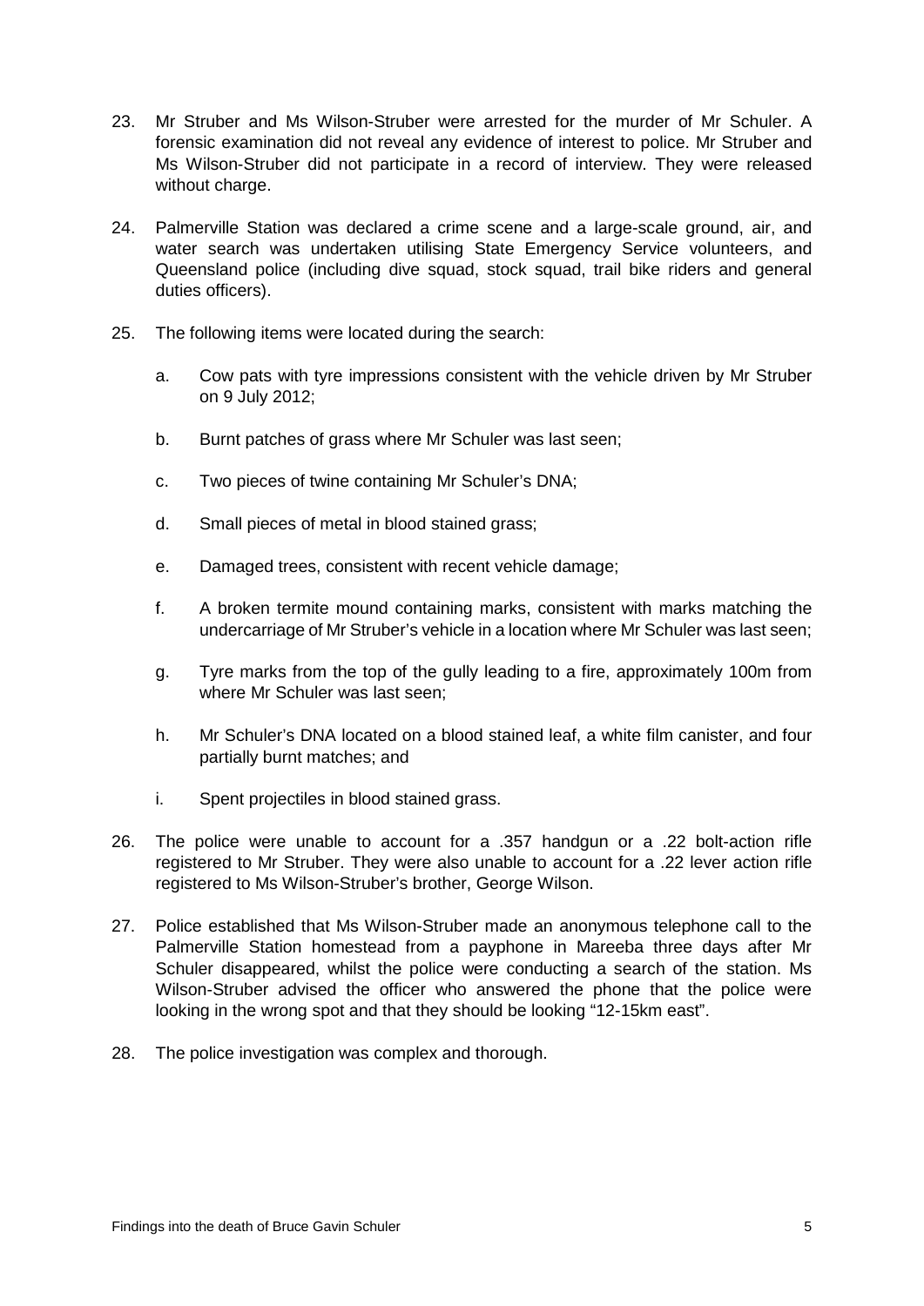23. Mr Struber and Ms Wilson-Struber were arrested for the murder of Mr Schuler. A forensic examination did not reveal any evidence of interest to police. Mr Struber and Ms Wilson-Struber did not participate in a record of interview. They were released without charge.

24. Palmerville Station was declared a crime scene and a large-scale ground, air, and water search was undertaken utilising State Emergency Service volunteers, and Queensland police (including dive squad, stock squad, trail bike riders and general duties officers).

25. The following items were located during the search:

    a. Cow pats with tyre impressions consistent with the vehicle driven by Mr Struber on 9 July 2012;

    b. Burnt patches of grass where Mr Schuler was last seen;

    c. Two pieces of twine containing Mr Schuler's DNA;

    d. Small pieces of metal in blood stained grass;

    e. Damaged trees, consistent with recent vehicle damage;

    f. A broken termite mound containing marks, consistent with marks matching the undercarriage of Mr Struber's vehicle in a location where Mr Schuler was last seen;

    g. Tyre marks from the top of the gully leading to a fire, approximately 100m from where Mr Schuler was last seen;

    h. Mr Schuler's DNA located on a blood stained leaf, a white film canister, and four partially burnt matches; and

    i. Spent projectiles in blood stained grass.

26. The police were unable to account for a .357 handgun or a .22 bolt-action rifle registered to Mr Struber. They were also unable to account for a .22 lever action rifle registered to Ms Wilson-Struber's brother, George Wilson.

27. Police established that Ms Wilson-Struber made an anonymous telephone call to the Palmerville Station homestead from a payphone in Mareeba three days after Mr Schuler disappeared, whilst the police were conducting a search of the station. Ms Wilson-Struber advised the officer who answered the phone that the police were looking in the wrong spot and that they should be looking "12-15km east".

28. The police investigation was complex and thorough.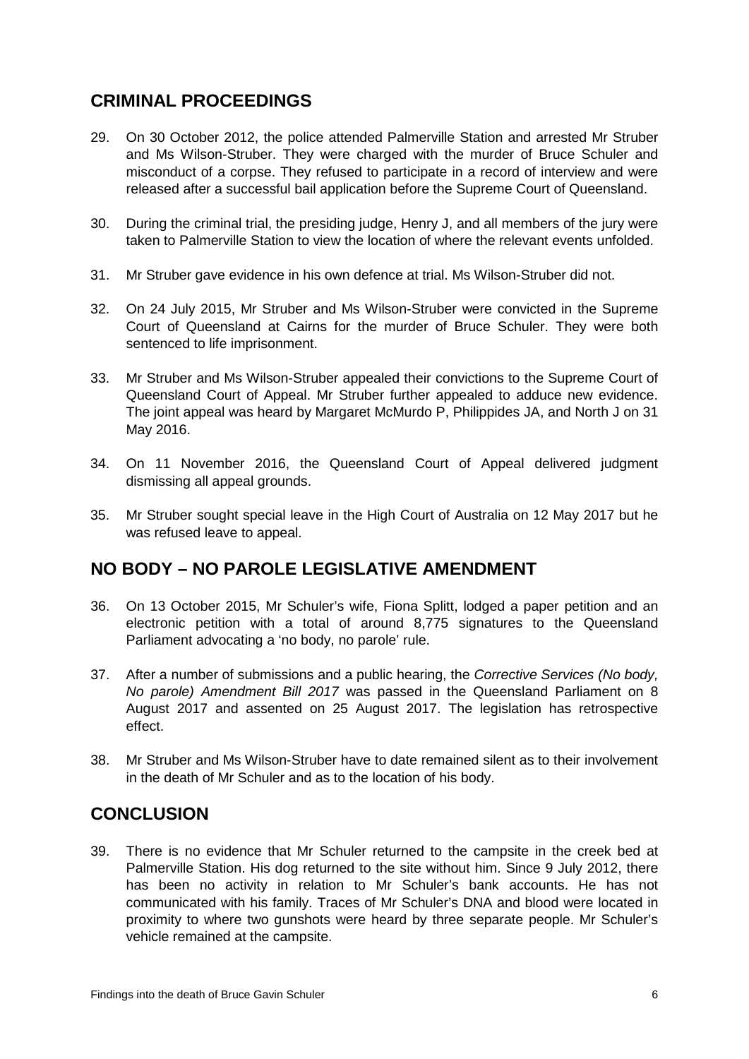## CRIMINAL PROCEEDINGS

29. On 30 October 2012, the police attended Palmerville Station and arrested Mr Struber and Ms Wilson-Struber. They were charged with the murder of Bruce Schuler and misconduct of a corpse. They refused to participate in a record of interview and were released after a successful bail application before the Supreme Court of Queensland.

30. During the criminal trial, the presiding judge, Henry J, and all members of the jury were taken to Palmerville Station to view the location of where the relevant events unfolded.

31. Mr Struber gave evidence in his own defence at trial. Ms Wilson-Struber did not.

32. On 24 July 2015, Mr Struber and Ms Wilson-Struber were convicted in the Supreme Court of Queensland at Cairns for the murder of Bruce Schuler. They were both sentenced to life imprisonment.

33. Mr Struber and Ms Wilson-Struber appealed their convictions to the Supreme Court of Queensland Court of Appeal. Mr Struber further appealed to adduce new evidence. The joint appeal was heard by Margaret McMurdo P, Philippides JA, and North J on 31 May 2016.

34. On 11 November 2016, the Queensland Court of Appeal delivered judgment dismissing all appeal grounds.

35. Mr Struber sought special leave in the High Court of Australia on 12 May 2017 but he was refused leave to appeal.

## NO BODY – NO PAROLE LEGISLATIVE AMENDMENT

36. On 13 October 2015, Mr Schuler's wife, Fiona Splitt, lodged a paper petition and an electronic petition with a total of around 8,775 signatures to the Queensland Parliament advocating a 'no body, no parole' rule.

37. After a number of submissions and a public hearing, the *Corrective Services (No body, No parole) Amendment Bill 2017* was passed in the Queensland Parliament on 8 August 2017 and assented on 25 August 2017. The legislation has retrospective effect.

38. Mr Struber and Ms Wilson-Struber have to date remained silent as to their involvement in the death of Mr Schuler and as to the location of his body.

## CONCLUSION

39. There is no evidence that Mr Schuler returned to the campsite in the creek bed at Palmerville Station. His dog returned to the site without him. Since 9 July 2012, there has been no activity in relation to Mr Schuler's bank accounts. He has not communicated with his family. Traces of Mr Schuler's DNA and blood were located in proximity to where two gunshots were heard by three separate people. Mr Schuler's vehicle remained at the campsite.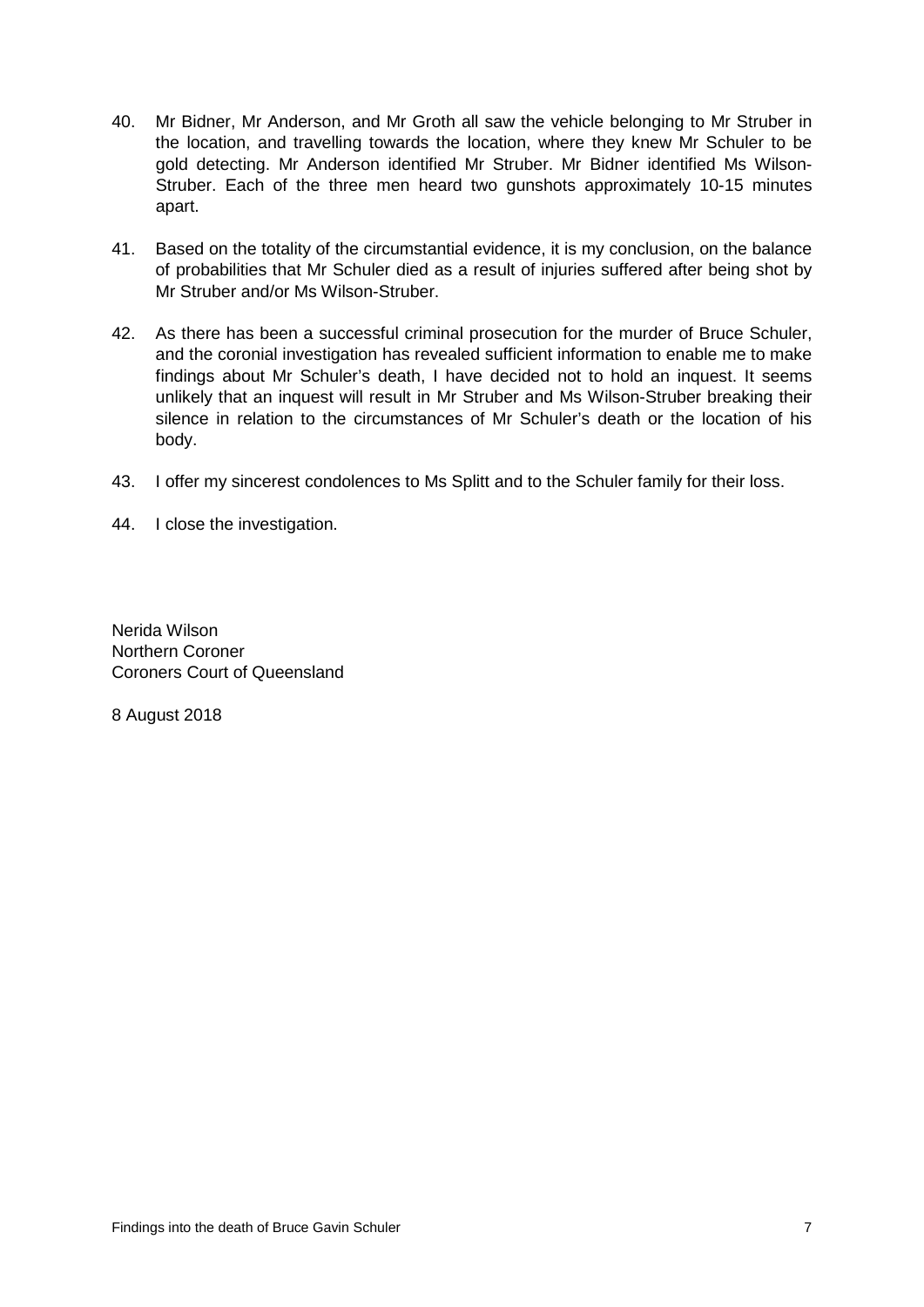40. Mr Bidner, Mr Anderson, and Mr Groth all saw the vehicle belonging to Mr Struber in the location, and travelling towards the location, where they knew Mr Schuler to be gold detecting. Mr Anderson identified Mr Struber. Mr Bidner identified Ms Wilson-Struber. Each of the three men heard two gunshots approximately 10-15 minutes apart.

41. Based on the totality of the circumstantial evidence, it is my conclusion, on the balance of probabilities that Mr Schuler died as a result of injuries suffered after being shot by Mr Struber and/or Ms Wilson-Struber.

42. As there has been a successful criminal prosecution for the murder of Bruce Schuler, and the coronial investigation has revealed sufficient information to enable me to make findings about Mr Schuler's death, I have decided not to hold an inquest. It seems unlikely that an inquest will result in Mr Struber and Ms Wilson-Struber breaking their silence in relation to the circumstances of Mr Schuler's death or the location of his body.

43. I offer my sincerest condolences to Ms Splitt and to the Schuler family for their loss.

44. I close the investigation.

Nerida Wilson
Northern Coroner
Coroners Court of Queensland

8 August 2018